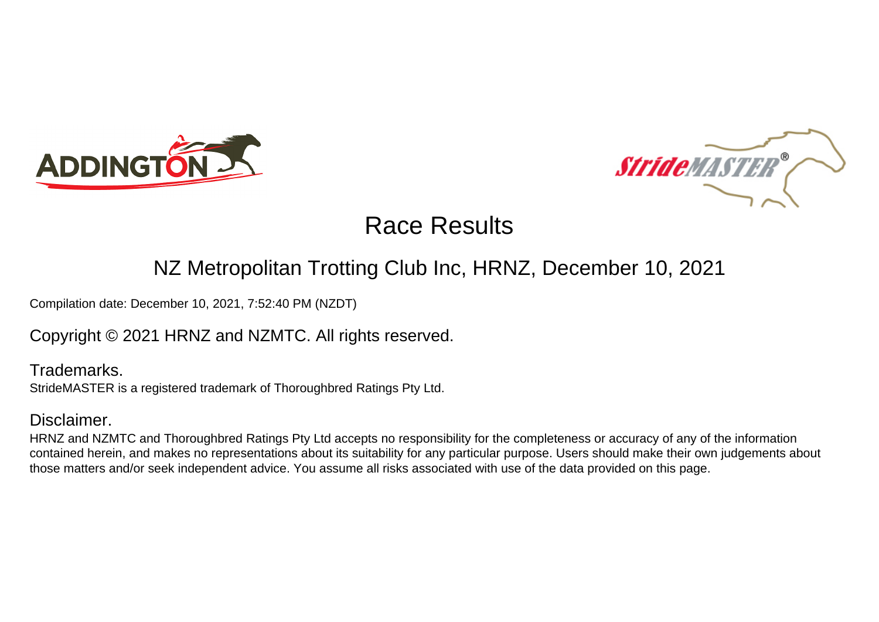# Race Results

## NZ Metropolitan Trotting Club Inc, HRNZ, December 10, 2021

Compilation date: December 10, 2021, 7:52:40 PM (NZDT)

Copyright © 2021 HRNZ and NZMTC. All rights reserved.

### Trademarks.

StrideMASTER is a registered trademark of Thoroughbred Ratings Pty Ltd.

### Disclaimer.

HRNZ and NZMTC and Thoroughbred Ratings Pty Ltd accepts no responsibility for the completeness or accuracy of any of the information contained herein, and makes no representations about its suitability for any particular purpose. Users should make their own judgements about those matters and/or seek independent advice. You assume all risks associated with use of the data provided on this page.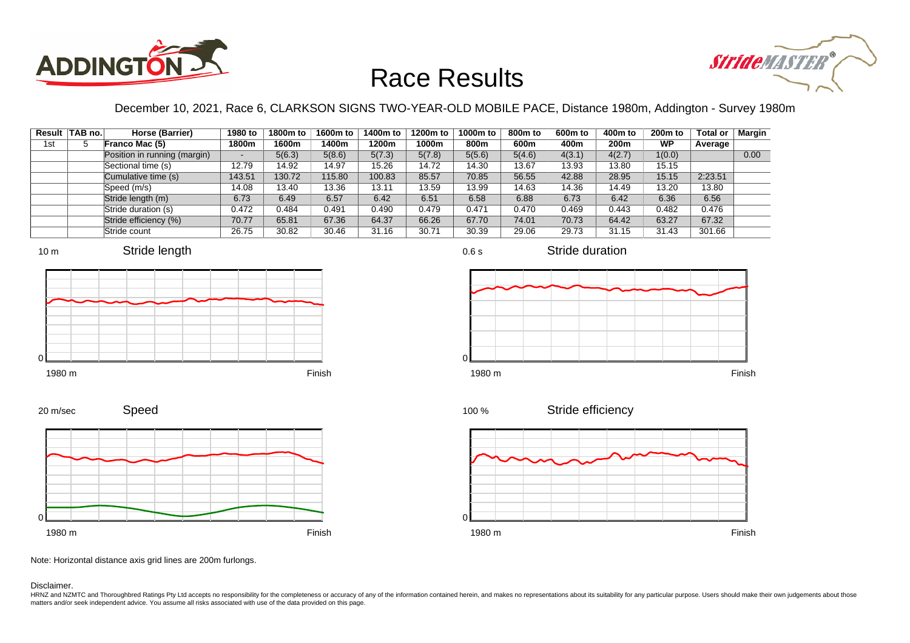# Race Results

December 10, 2021, Race 6, CLARKSON SIGNS TWO-YEAR-OLD MOBILE PACE, Distance 1980m, Addington - Survey 1980m

| Result | TAB no. | Horse (Barrier) | 1980 to 1800m | 1800m to 1600m | 1600m to 1400m | 1400m to 1200m | 1200m to 1000m | 1000m to 800m | 800m to 600m | 600m to 400m | 400m to 200m | 200m to WP | Total or Average | Margin |
|---|---|---|---|---|---|---|---|---|---|---|---|---|---|---|
| 1st | 5 | **Franco Mac (5)** | | | | | | | | | | | | |
| | | Position in running (margin) | - | 5(6.3) | 5(8.6) | 5(7.3) | 5(7.8) | 5(5.6) | 5(4.6) | 4(3.1) | 4(2.7) | 1(0.0) | | 0.00 |
| | | Sectional time (s) | 12.79 | 14.92 | 14.97 | 15.26 | 14.72 | 14.30 | 13.67 | 13.93 | 13.80 | 15.15 | | |
| | | Cumulative time (s) | 143.51 | 130.72 | 115.80 | 100.83 | 85.57 | 70.85 | 56.55 | 42.88 | 28.95 | 15.15 | 2:23.51 | |
| | | Speed (m/s) | 14.08 | 13.40 | 13.36 | 13.11 | 13.59 | 13.99 | 14.63 | 14.36 | 14.49 | 13.20 | 13.80 | |
| | | Stride length (m) | 6.73 | 6.49 | 6.57 | 6.42 | 6.51 | 6.58 | 6.88 | 6.73 | 6.42 | 6.36 | 6.56 | |
| | | Stride duration (s) | 0.472 | 0.484 | 0.491 | 0.490 | 0.479 | 0.471 | 0.470 | 0.469 | 0.443 | 0.482 | 0.476 | |
| | | Stride efficiency (%) | 70.77 | 65.81 | 67.36 | 64.37 | 66.26 | 67.70 | 74.01 | 70.73 | 64.42 | 63.27 | 67.32 | |
| | | Stride count | 26.75 | 30.82 | 30.46 | 31.16 | 30.71 | 30.39 | 29.06 | 29.73 | 31.15 | 31.43 | 301.66 | |

Note: Horizontal distance axis grid lines are 200m furlongs.

Disclaimer.

HRNZ and NZMTC and Thoroughbred Ratings Pty Ltd accepts no responsibility for the completeness or accuracy of any of the information contained herein, and makes no representations about its suitability for any particular purpose. Users should make their own judgements about those matters and/or seek independent advice. You assume all risks associated with use of the data provided on this page.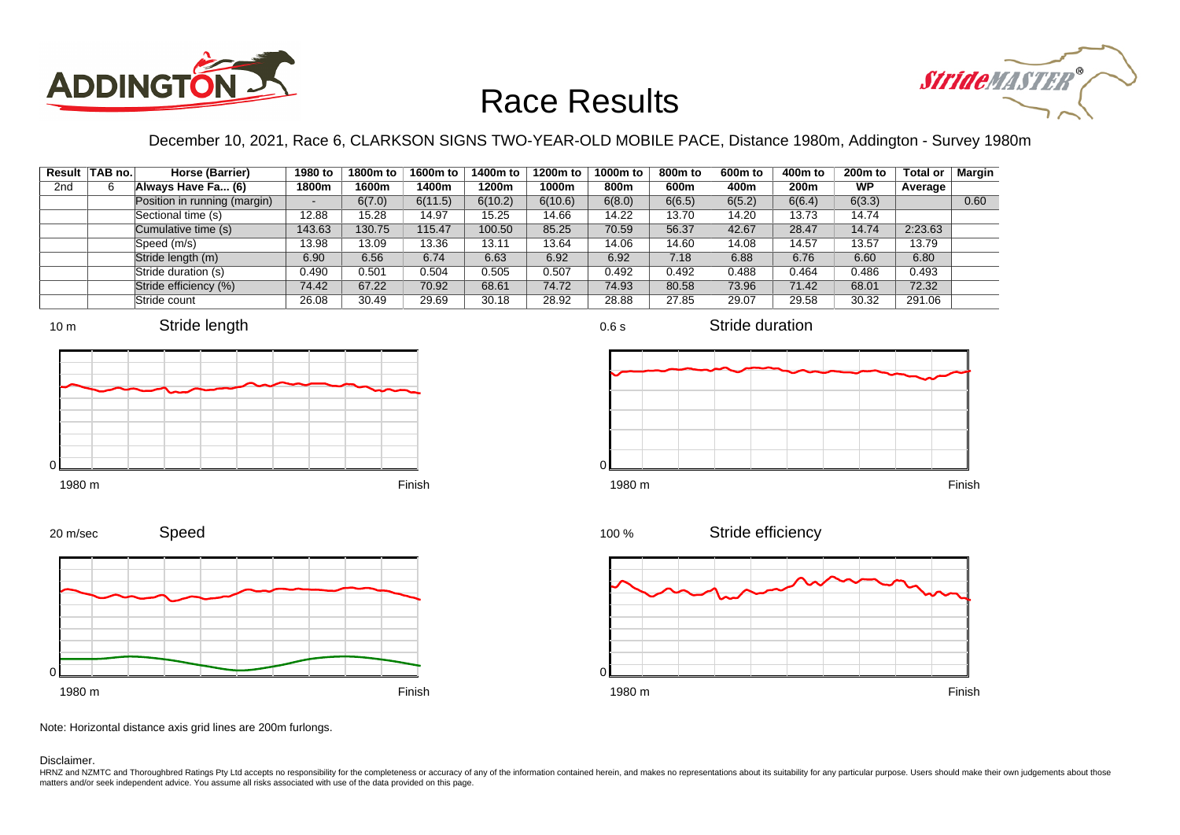# Race Results

December 10, 2021, Race 6, CLARKSON SIGNS TWO-YEAR-OLD MOBILE PACE, Distance 1980m, Addington - Survey 1980m

| Result | TAB no. | Horse (Barrier) | 1980 to 1800m | 1800m to 1600m | 1600m to 1400m | 1400m to 1200m | 1200m to 1000m | 1000m to 800m | 800m to 600m | 600m to 400m | 400m to 200m | 200m to WP | Total or Average | Margin |
|---|---|---|---|---|---|---|---|---|---|---|---|---|---|---|
| 2nd | 6 | Always Have Fa... (6) | | | | | | | | | | | | |
| | | Position in running (margin) | - | 6(7.0) | 6(11.5) | 6(10.2) | 6(10.6) | 6(8.0) | 6(6.5) | 6(5.2) | 6(6.4) | 6(3.3) | | 0.60 |
| | | Sectional time (s) | 12.88 | 15.28 | 14.97 | 15.25 | 14.66 | 14.22 | 13.70 | 14.20 | 13.73 | 14.74 | | |
| | | Cumulative time (s) | 143.63 | 130.75 | 115.47 | 100.50 | 85.25 | 70.59 | 56.37 | 42.67 | 28.47 | 14.74 | 2:23.63 | |
| | | Speed (m/s) | 13.98 | 13.09 | 13.36 | 13.11 | 13.64 | 14.06 | 14.60 | 14.08 | 14.57 | 13.57 | 13.79 | |
| | | Stride length (m) | 6.90 | 6.56 | 6.74 | 6.63 | 6.92 | 6.92 | 7.18 | 6.88 | 6.76 | 6.60 | 6.80 | |
| | | Stride duration (s) | 0.490 | 0.501 | 0.504 | 0.505 | 0.507 | 0.492 | 0.492 | 0.488 | 0.464 | 0.486 | 0.493 | |
| | | Stride efficiency (%) | 74.42 | 67.22 | 70.92 | 68.61 | 74.72 | 74.93 | 80.58 | 73.96 | 71.42 | 68.01 | 72.32 | |
| | | Stride count | 26.08 | 30.49 | 29.69 | 30.18 | 28.92 | 28.88 | 27.85 | 29.07 | 29.58 | 30.32 | 291.06 | |

Note: Horizontal distance axis grid lines are 200m furlongs.

Disclaimer.

HRNZ and NZMTC and Thoroughbred Ratings Pty Ltd accepts no responsibility for the completeness or accuracy of any of the information contained herein, and makes no representations about its suitability for any particular purpose. Users should make their own judgements about those matters and/or seek independent advice. You assume all risks associated with use of the data provided on this page.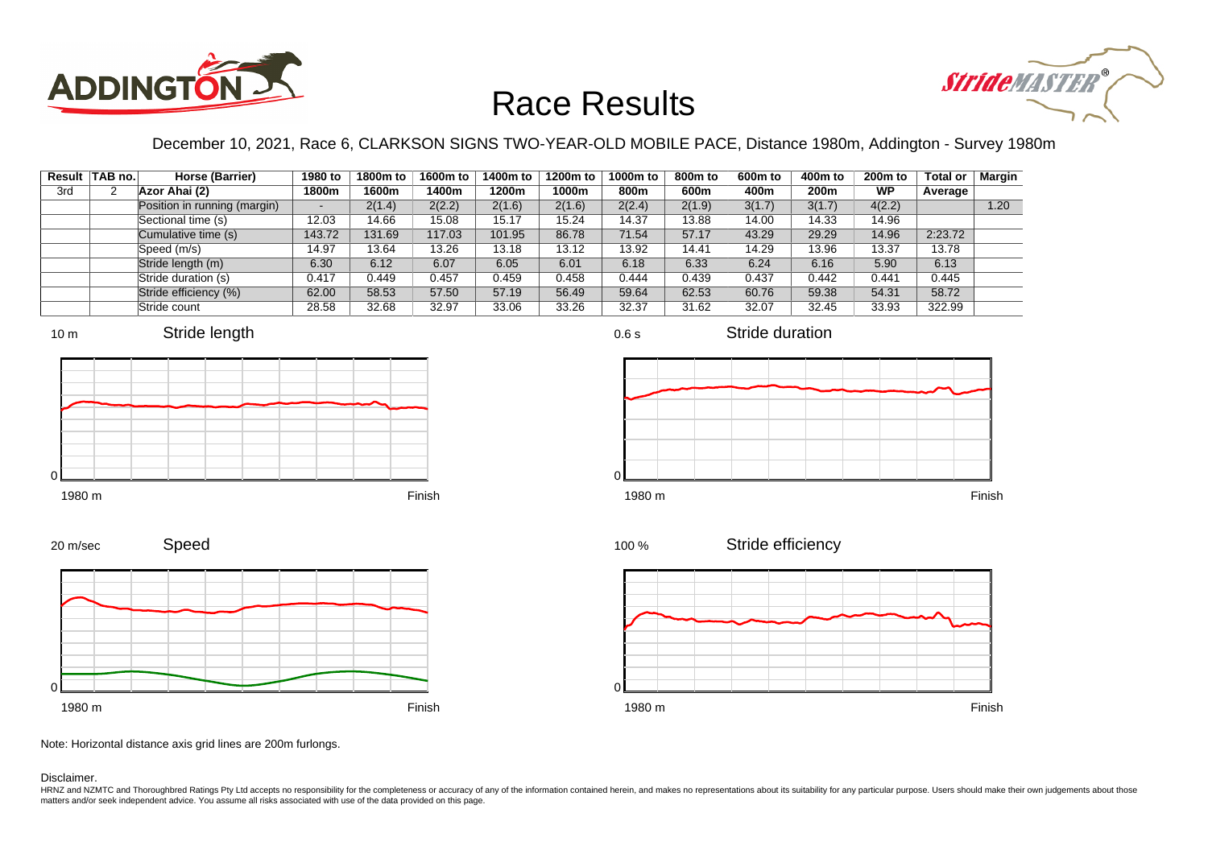# Race Results

December 10, 2021, Race 6, CLARKSON SIGNS TWO-YEAR-OLD MOBILE PACE, Distance 1980m, Addington - Survey 1980m

| Result | TAB no. | Horse (Barrier) | 1980 to 1800m | 1800m to 1600m | 1600m to 1400m | 1400m to 1200m | 1200m to 1000m | 1000m to 800m | 800m to 600m | 600m to 400m | 400m to 200m | 200m to WP | Total or Average | Margin |
|---|---|---|---|---|---|---|---|---|---|---|---|---|---|---|
| 3rd | 2 | **Azor Ahai (2)** | | | | | | | | | | | | |
| | | Position in running (margin) | - | 2(1.4) | 2(2.2) | 2(1.6) | 2(1.6) | 2(2.4) | 2(1.9) | 3(1.7) | 3(1.7) | 4(2.2) | | 1.20 |
| | | Sectional time (s) | 12.03 | 14.66 | 15.08 | 15.17 | 15.24 | 14.37 | 13.88 | 14.00 | 14.33 | 14.96 | | |
| | | Cumulative time (s) | 143.72 | 131.69 | 117.03 | 101.95 | 86.78 | 71.54 | 57.17 | 43.29 | 29.29 | 14.96 | 2:23.72 | |
| | | Speed (m/s) | 14.97 | 13.64 | 13.26 | 13.18 | 13.12 | 13.92 | 14.41 | 14.29 | 13.96 | 13.37 | 13.78 | |
| | | Stride length (m) | 6.30 | 6.12 | 6.07 | 6.05 | 6.01 | 6.18 | 6.33 | 6.24 | 6.16 | 5.90 | 6.13 | |
| | | Stride duration (s) | 0.417 | 0.449 | 0.457 | 0.459 | 0.458 | 0.444 | 0.439 | 0.437 | 0.442 | 0.441 | 0.445 | |
| | | Stride efficiency (%) | 62.00 | 58.53 | 57.50 | 57.19 | 56.49 | 59.64 | 62.53 | 60.76 | 59.38 | 54.31 | 58.72 | |
| | | Stride count | 28.58 | 32.68 | 32.97 | 33.06 | 33.26 | 32.37 | 31.62 | 32.07 | 32.45 | 33.93 | 322.99 | |

Note: Horizontal distance axis grid lines are 200m furlongs.

Disclaimer.

HRNZ and NZMTC and Thoroughbred Ratings Pty Ltd accepts no responsibility for the completeness or accuracy of any of the information contained herein, and makes no representations about its suitability for any particular purpose. Users should make their own judgements about those matters and/or seek independent advice. You assume all risks associated with use of the data provided on this page.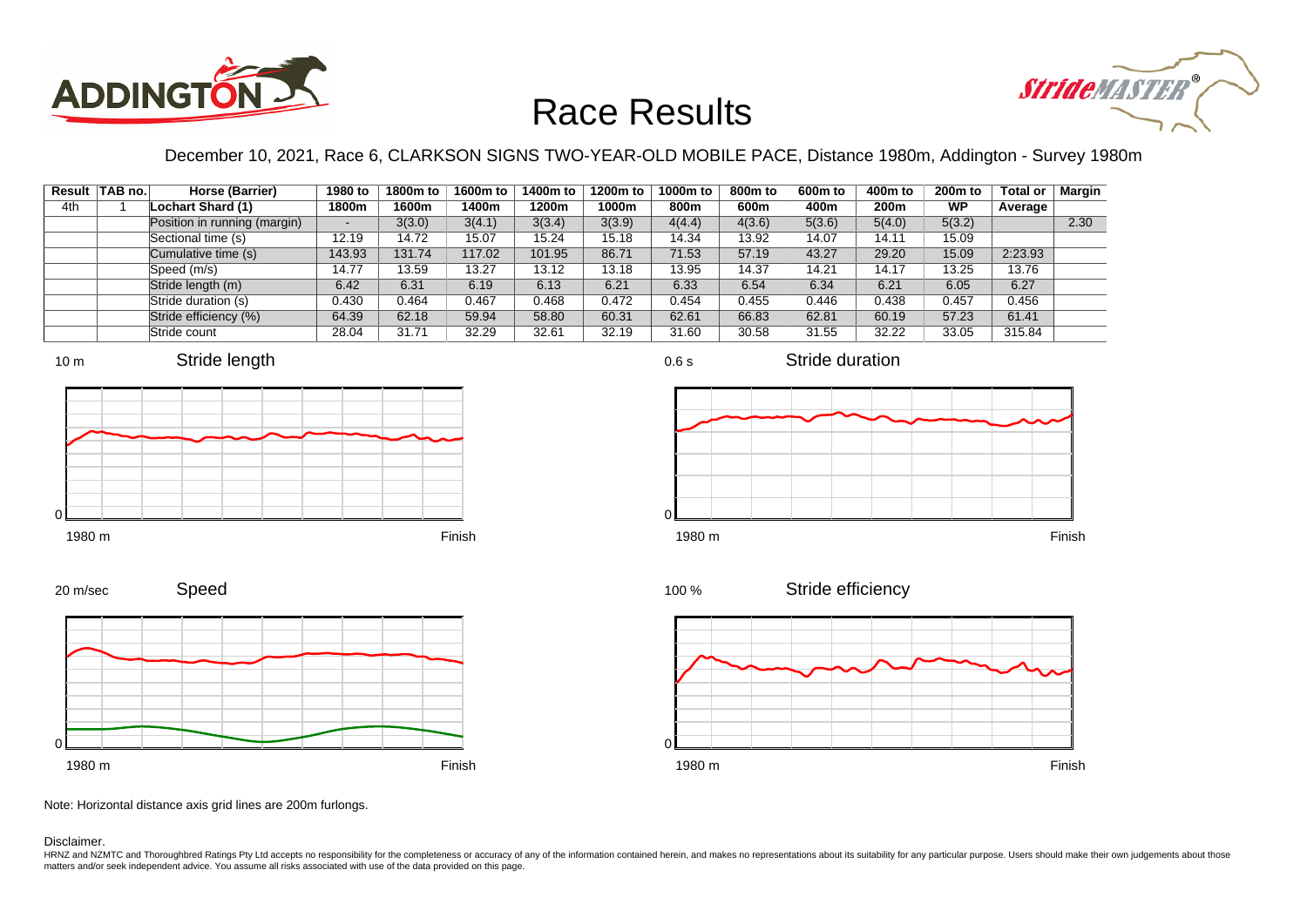# Race Results

December 10, 2021, Race 6, CLARKSON SIGNS TWO-YEAR-OLD MOBILE PACE, Distance 1980m, Addington - Survey 1980m

| Result | TAB no. | Horse (Barrier) | 1980 to 1800m | 1800m to 1600m | 1600m to 1400m | 1400m to 1200m | 1200m to 1000m | 1000m to 800m | 800m to 600m | 600m to 400m | 400m to 200m | 200m to WP | Total or Average | Margin |
|---|---|---|---|---|---|---|---|---|---|---|---|---|---|---|
| 4th | 1 | Lochart Shard (1) | | | | | | | | | | | | |
| | | Position in running (margin) | - | 3(3.0) | 3(4.1) | 3(3.4) | 3(3.9) | 4(4.4) | 4(3.6) | 5(3.6) | 5(4.0) | 5(3.2) | | 2.30 |
| | | Sectional time (s) | 12.19 | 14.72 | 15.07 | 15.24 | 15.18 | 14.34 | 13.92 | 14.07 | 14.11 | 15.09 | | |
| | | Cumulative time (s) | 143.93 | 131.74 | 117.02 | 101.95 | 86.71 | 71.53 | 57.19 | 43.27 | 29.20 | 15.09 | 2:23.93 | |
| | | Speed (m/s) | 14.77 | 13.59 | 13.27 | 13.12 | 13.18 | 13.95 | 14.37 | 14.21 | 14.17 | 13.25 | 13.76 | |
| | | Stride length (m) | 6.42 | 6.31 | 6.19 | 6.13 | 6.21 | 6.33 | 6.54 | 6.34 | 6.21 | 6.05 | 6.27 | |
| | | Stride duration (s) | 0.430 | 0.464 | 0.467 | 0.468 | 0.472 | 0.454 | 0.455 | 0.446 | 0.438 | 0.457 | 0.456 | |
| | | Stride efficiency (%) | 64.39 | 62.18 | 59.94 | 58.80 | 60.31 | 62.61 | 66.83 | 62.81 | 60.19 | 57.23 | 61.41 | |
| | | Stride count | 28.04 | 31.71 | 32.29 | 32.61 | 32.19 | 31.60 | 30.58 | 31.55 | 32.22 | 33.05 | 315.84 | |

Stride length (10 m scale; 1980 m to Finish)

Stride duration (0.6 s scale; 1980 m to Finish)

Speed (20 m/sec scale; 1980 m to Finish)

Stride efficiency (100 % scale; 1980 m to Finish)

Note: Horizontal distance axis grid lines are 200m furlongs.

Disclaimer.

HRNZ and NZMTC and Thoroughbred Ratings Pty Ltd accepts no responsibility for the completeness or accuracy of any of the information contained herein, and makes no representations about its suitability for any particular purpose. Users should make their own judgements about those matters and/or seek independent advice. You assume all risks associated with use of the data provided on this page.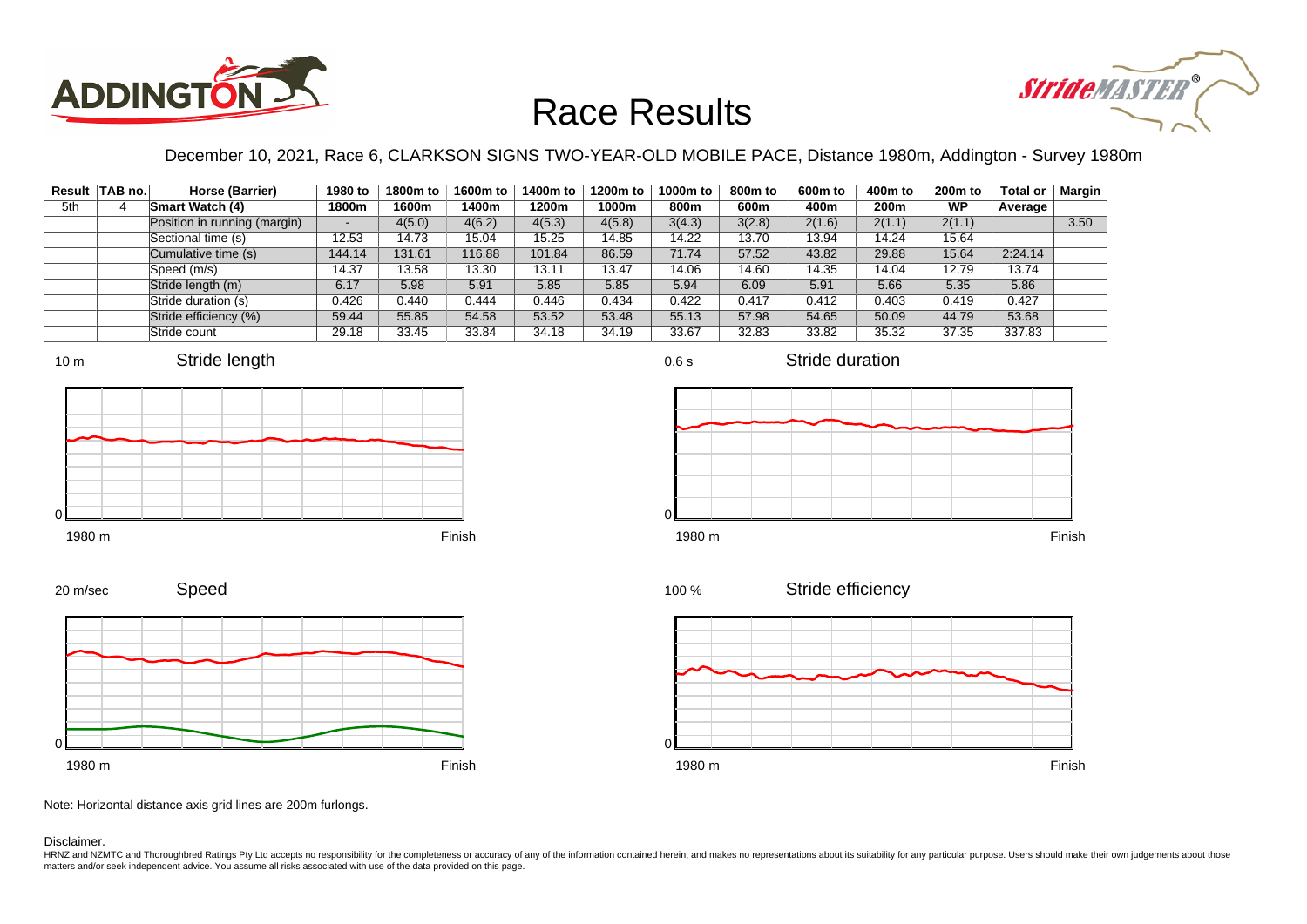# Race Results

December 10, 2021, Race 6, CLARKSON SIGNS TWO-YEAR-OLD MOBILE PACE, Distance 1980m, Addington - Survey 1980m

| Result | TAB no. | Horse (Barrier) | 1980 to 1800m | 1800m to 1600m | 1600m to 1400m | 1400m to 1200m | 1200m to 1000m | 1000m to 800m | 800m to 600m | 600m to 400m | 400m to 200m | 200m to WP | Total or Average | Margin |
|---|---|---|---|---|---|---|---|---|---|---|---|---|---|---|
| 5th | 4 | **Smart Watch (4)** | | | | | | | | | | | | |
| | | Position in running (margin) | - | 4(5.0) | 4(6.2) | 4(5.3) | 4(5.8) | 3(4.3) | 3(2.8) | 2(1.6) | 2(1.1) | 2(1.1) | | 3.50 |
| | | Sectional time (s) | 12.53 | 14.73 | 15.04 | 15.25 | 14.85 | 14.22 | 13.70 | 13.94 | 14.24 | 15.64 | | |
| | | Cumulative time (s) | 144.14 | 131.61 | 116.88 | 101.84 | 86.59 | 71.74 | 57.52 | 43.82 | 29.88 | 15.64 | 2:24.14 | |
| | | Speed (m/s) | 14.37 | 13.58 | 13.30 | 13.11 | 13.47 | 14.06 | 14.60 | 14.35 | 14.04 | 12.79 | 13.74 | |
| | | Stride length (m) | 6.17 | 5.98 | 5.91 | 5.85 | 5.85 | 5.94 | 6.09 | 5.91 | 5.66 | 5.35 | 5.86 | |
| | | Stride duration (s) | 0.426 | 0.440 | 0.444 | 0.446 | 0.434 | 0.422 | 0.417 | 0.412 | 0.403 | 0.419 | 0.427 | |
| | | Stride efficiency (%) | 59.44 | 55.85 | 54.58 | 53.52 | 53.48 | 55.13 | 57.98 | 54.65 | 50.09 | 44.79 | 53.68 | |
| | | Stride count | 29.18 | 33.45 | 33.84 | 34.18 | 34.19 | 33.67 | 32.83 | 33.82 | 35.32 | 37.35 | 337.83 | |

Note: Horizontal distance axis grid lines are 200m furlongs.

Disclaimer.

HRNZ and NZMTC and Thoroughbred Ratings Pty Ltd accepts no responsibility for the completeness or accuracy of any of the information contained herein, and makes no representations about its suitability for any particular purpose. Users should make their own judgements about those matters and/or seek independent advice. You assume all risks associated with use of the data provided on this page.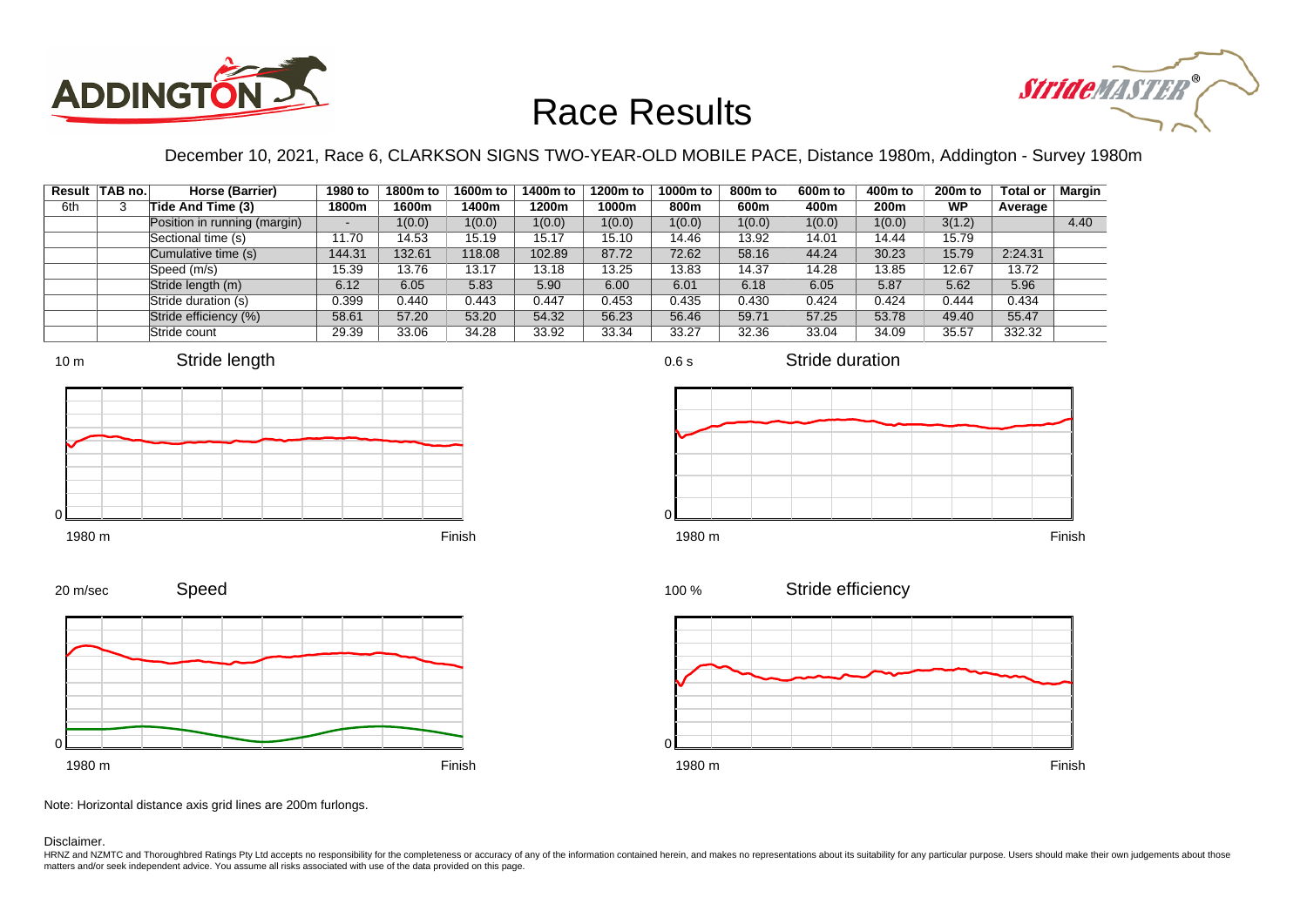# Race Results

December 10, 2021, Race 6, CLARKSON SIGNS TWO-YEAR-OLD MOBILE PACE, Distance 1980m, Addington - Survey 1980m

| Result | TAB no. | Horse (Barrier) | 1980 to 1800m | 1800m to 1600m | 1600m to 1400m | 1400m to 1200m | 1200m to 1000m | 1000m to 800m | 800m to 600m | 600m to 400m | 400m to 200m | 200m to WP | Total or Average | Margin |
|---|---|---|---|---|---|---|---|---|---|---|---|---|---|---|
| 6th | 3 | Tide And Time (3) | | | | | | | | | | | | |
| | | Position in running (margin) | - | 1(0.0) | 1(0.0) | 1(0.0) | 1(0.0) | 1(0.0) | 1(0.0) | 1(0.0) | 1(0.0) | 3(1.2) | | 4.40 |
| | | Sectional time (s) | 11.70 | 14.53 | 15.19 | 15.17 | 15.10 | 14.46 | 13.92 | 14.01 | 14.44 | 15.79 | | |
| | | Cumulative time (s) | 144.31 | 132.61 | 118.08 | 102.89 | 87.72 | 72.62 | 58.16 | 44.24 | 30.23 | 15.79 | 2:24.31 | |
| | | Speed (m/s) | 15.39 | 13.76 | 13.17 | 13.18 | 13.25 | 13.83 | 14.37 | 14.28 | 13.85 | 12.67 | 13.72 | |
| | | Stride length (m) | 6.12 | 6.05 | 5.83 | 5.90 | 6.00 | 6.01 | 6.18 | 6.05 | 5.87 | 5.62 | 5.96 | |
| | | Stride duration (s) | 0.399 | 0.440 | 0.443 | 0.447 | 0.453 | 0.435 | 0.430 | 0.424 | 0.424 | 0.444 | 0.434 | |
| | | Stride efficiency (%) | 58.61 | 57.20 | 53.20 | 54.32 | 56.23 | 56.46 | 59.71 | 57.25 | 53.78 | 49.40 | 55.47 | |
| | | Stride count | 29.39 | 33.06 | 34.28 | 33.92 | 33.34 | 33.27 | 32.36 | 33.04 | 34.09 | 35.57 | 332.32 | |

Stride length
10 m
0
1980 m
Finish

Stride duration
0.6 s
0
1980 m
Finish

Speed
20 m/sec
0
1980 m
Finish

Stride efficiency
100 %
0
1980 m
Finish

Note: Horizontal distance axis grid lines are 200m furlongs.

Disclaimer.

HRNZ and NZMTC and Thoroughbred Ratings Pty Ltd accepts no responsibility for the completeness or accuracy of any of the information contained herein, and makes no representations about its suitability for any particular purpose. Users should make their own judgements about those matters and/or seek independent advice. You assume all risks associated with use of the data provided on this page.